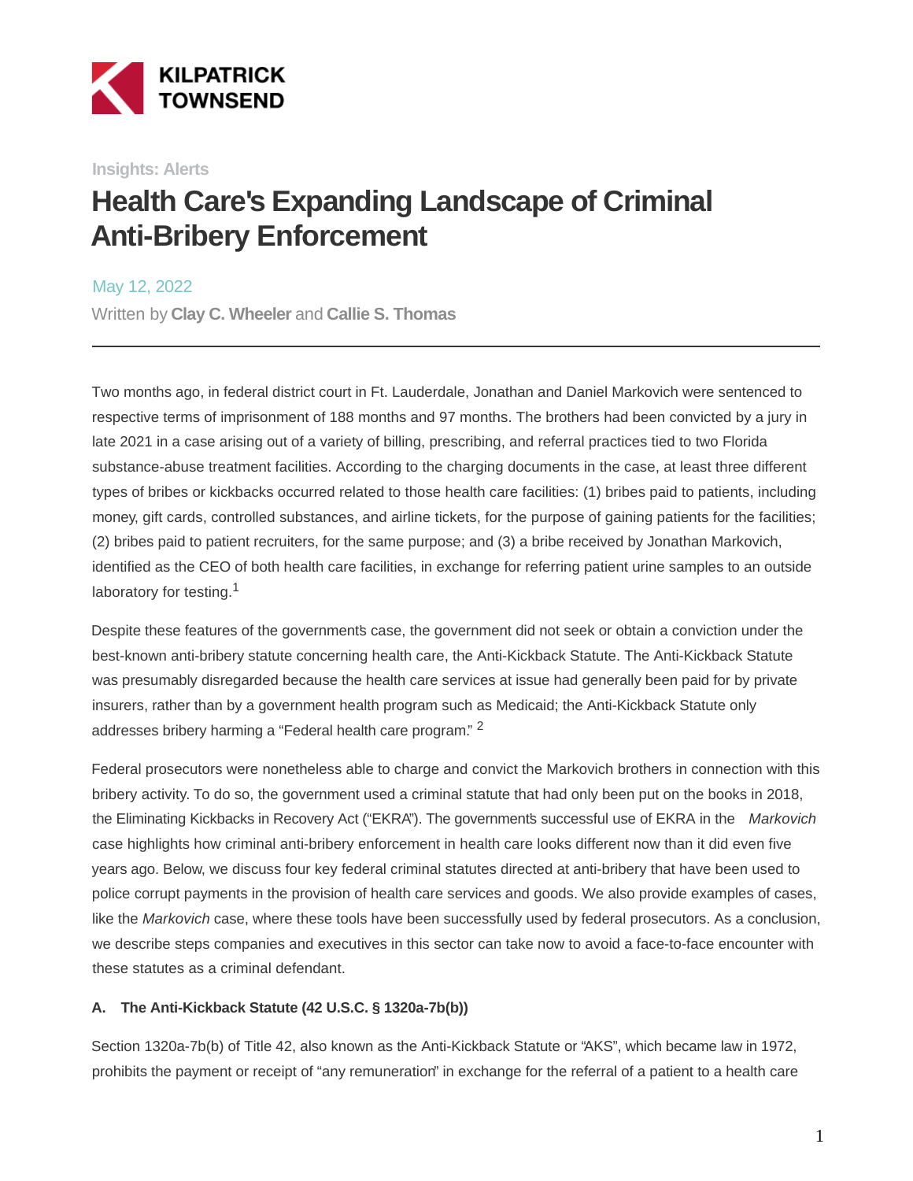KILPATRICK TOWNSEND

Insights: Alerts

# Health Care's Expanding Landscape of Criminal Anti-Bribery Enforcement

May 12, 2022

Written by **Clay C. Wheeler** and **Callie S. Thomas**

---

Two months ago, in federal district court in Ft. Lauderdale, Jonathan and Daniel Markovich were sentenced to respective terms of imprisonment of 188 months and 97 months. The brothers had been convicted by a jury in late 2021 in a case arising out of a variety of billing, prescribing, and referral practices tied to two Florida substance-abuse treatment facilities. According to the charging documents in the case, at least three different types of bribes or kickbacks occurred related to those health care facilities: (1) bribes paid to patients, including money, gift cards, controlled substances, and airline tickets, for the purpose of gaining patients for the facilities; (2) bribes paid to patient recruiters, for the same purpose; and (3) a bribe received by Jonathan Markovich, identified as the CEO of both health care facilities, in exchange for referring patient urine samples to an outside laboratory for testing.[1]

Despite these features of the government's case, the government did not seek or obtain a conviction under the best-known anti-bribery statute concerning health care, the Anti-Kickback Statute. The Anti-Kickback Statute was presumably disregarded because the health care services at issue had generally been paid for by private insurers, rather than by a government health program such as Medicaid; the Anti-Kickback Statute only addresses bribery harming a "Federal health care program." [2]

Federal prosecutors were nonetheless able to charge and convict the Markovich brothers in connection with this bribery activity. To do so, the government used a criminal statute that had only been put on the books in 2018, the Eliminating Kickbacks in Recovery Act ("EKRA"). The government's successful use of EKRA in the *Markovich* case highlights how criminal anti-bribery enforcement in health care looks different now than it did even five years ago. Below, we discuss four key federal criminal statutes directed at anti-bribery that have been used to police corrupt payments in the provision of health care services and goods. We also provide examples of cases, like the *Markovich* case, where these tools have been successfully used by federal prosecutors. As a conclusion, we describe steps companies and executives in this sector can take now to avoid a face-to-face encounter with these statutes as a criminal defendant.

**A. The Anti-Kickback Statute (42 U.S.C. § 1320a-7b(b))**

Section 1320a-7b(b) of Title 42, also known as the Anti-Kickback Statute or "AKS", which became law in 1972, prohibits the payment or receipt of "any remuneration" in exchange for the referral of a patient to a health care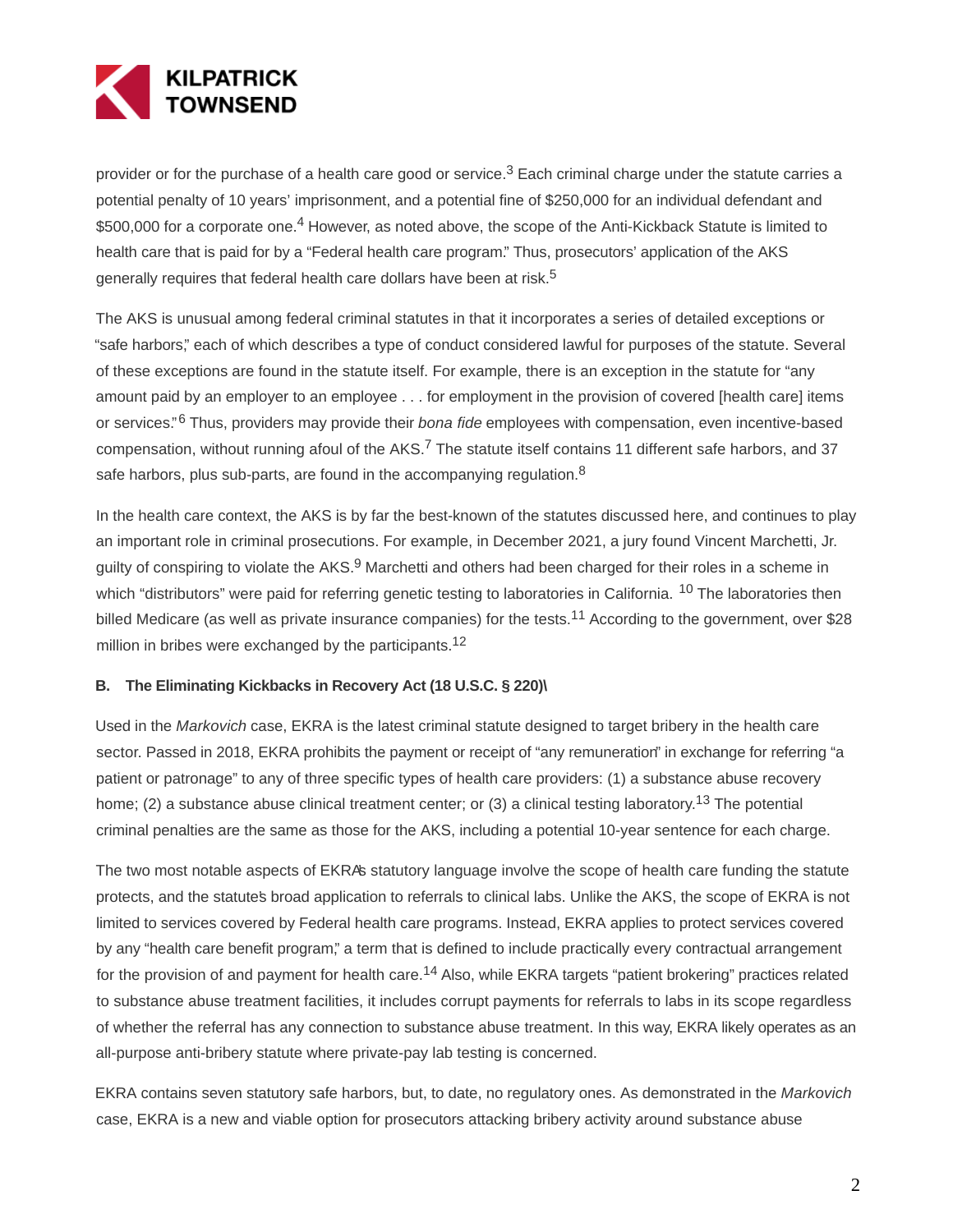provider or for the purchase of a health care good or service.[3] Each criminal charge under the statute carries a potential penalty of 10 years' imprisonment, and a potential fine of $250,000 for an individual defendant and $500,000 for a corporate one.[4] However, as noted above, the scope of the Anti-Kickback Statute is limited to health care that is paid for by a "Federal health care program." Thus, prosecutors' application of the AKS generally requires that federal health care dollars have been at risk.[5]

The AKS is unusual among federal criminal statutes in that it incorporates a series of detailed exceptions or "safe harbors," each of which describes a type of conduct considered lawful for purposes of the statute. Several of these exceptions are found in the statute itself. For example, there is an exception in the statute for "any amount paid by an employer to an employee . . . for employment in the provision of covered [health care] items or services."[6] Thus, providers may provide their *bona fide* employees with compensation, even incentive-based compensation, without running afoul of the AKS.[7] The statute itself contains 11 different safe harbors, and 37 safe harbors, plus sub-parts, are found in the accompanying regulation.[8]

In the health care context, the AKS is by far the best-known of the statutes discussed here, and continues to play an important role in criminal prosecutions. For example, in December 2021, a jury found Vincent Marchetti, Jr. guilty of conspiring to violate the AKS.[9] Marchetti and others had been charged for their roles in a scheme in which "distributors" were paid for referring genetic testing to laboratories in California.[10] The laboratories then billed Medicare (as well as private insurance companies) for the tests.[11] According to the government, over $28 million in bribes were exchanged by the participants.[12]

**B. The Eliminating Kickbacks in Recovery Act (18 U.S.C. § 220)\**

Used in the *Markovich* case, EKRA is the latest criminal statute designed to target bribery in the health care sector. Passed in 2018, EKRA prohibits the payment or receipt of "any remuneration" in exchange for referring "a patient or patronage" to any of three specific types of health care providers: (1) a substance abuse recovery home; (2) a substance abuse clinical treatment center; or (3) a clinical testing laboratory.[13] The potential criminal penalties are the same as those for the AKS, including a potential 10-year sentence for each charge.

The two most notable aspects of EKRA's statutory language involve the scope of health care funding the statute protects, and the statute's broad application to referrals to clinical labs. Unlike the AKS, the scope of EKRA is not limited to services covered by Federal health care programs. Instead, EKRA applies to protect services covered by any "health care benefit program," a term that is defined to include practically every contractual arrangement for the provision of and payment for health care.[14] Also, while EKRA targets "patient brokering" practices related to substance abuse treatment facilities, it includes corrupt payments for referrals to labs in its scope regardless of whether the referral has any connection to substance abuse treatment. In this way, EKRA likely operates as an all-purpose anti-bribery statute where private-pay lab testing is concerned.

EKRA contains seven statutory safe harbors, but, to date, no regulatory ones. As demonstrated in the *Markovich* case, EKRA is a new and viable option for prosecutors attacking bribery activity around substance abuse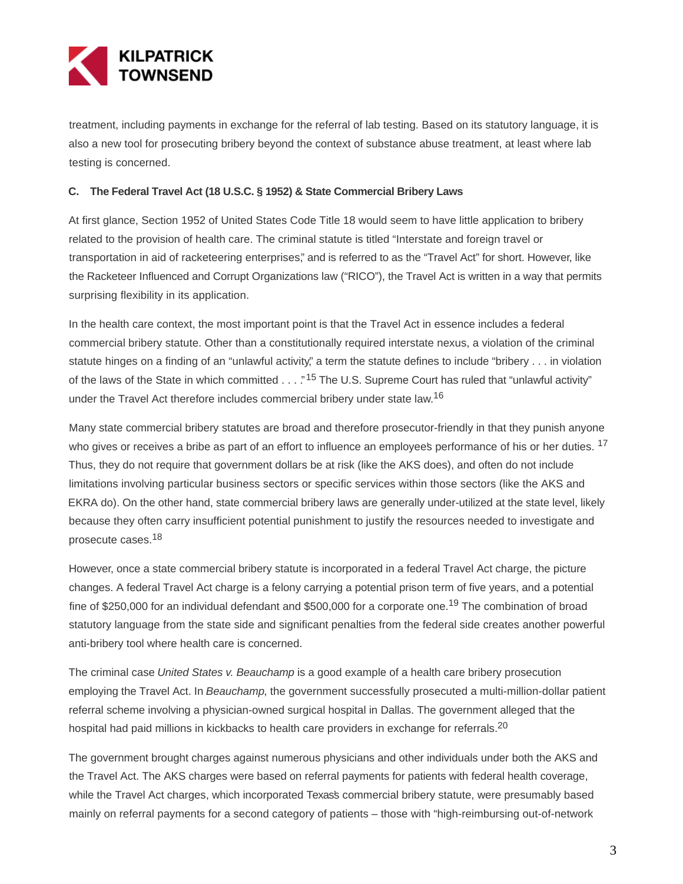treatment, including payments in exchange for the referral of lab testing. Based on its statutory language, it is also a new tool for prosecuting bribery beyond the context of substance abuse treatment, at least where lab testing is concerned.

**C. The Federal Travel Act (18 U.S.C. § 1952) & State Commercial Bribery Laws**

At first glance, Section 1952 of United States Code Title 18 would seem to have little application to bribery related to the provision of health care. The criminal statute is titled "Interstate and foreign travel or transportation in aid of racketeering enterprises," and is referred to as the "Travel Act" for short. However, like the Racketeer Influenced and Corrupt Organizations law ("RICO"), the Travel Act is written in a way that permits surprising flexibility in its application.

In the health care context, the most important point is that the Travel Act in essence includes a federal commercial bribery statute. Other than a constitutionally required interstate nexus, a violation of the criminal statute hinges on a finding of an "unlawful activity," a term the statute defines to include "bribery . . . in violation of the laws of the State in which committed . . . ."[15] The U.S. Supreme Court has ruled that "unlawful activity" under the Travel Act therefore includes commercial bribery under state law.[16]

Many state commercial bribery statutes are broad and therefore prosecutor-friendly in that they punish anyone who gives or receives a bribe as part of an effort to influence an employee's performance of his or her duties. [17] Thus, they do not require that government dollars be at risk (like the AKS does), and often do not include limitations involving particular business sectors or specific services within those sectors (like the AKS and EKRA do). On the other hand, state commercial bribery laws are generally under-utilized at the state level, likely because they often carry insufficient potential punishment to justify the resources needed to investigate and prosecute cases.[18]

However, once a state commercial bribery statute is incorporated in a federal Travel Act charge, the picture changes. A federal Travel Act charge is a felony carrying a potential prison term of five years, and a potential fine of $250,000 for an individual defendant and $500,000 for a corporate one.[19] The combination of broad statutory language from the state side and significant penalties from the federal side creates another powerful anti-bribery tool where health care is concerned.

The criminal case *United States v. Beauchamp* is a good example of a health care bribery prosecution employing the Travel Act. In *Beauchamp*, the government successfully prosecuted a multi-million-dollar patient referral scheme involving a physician-owned surgical hospital in Dallas. The government alleged that the hospital had paid millions in kickbacks to health care providers in exchange for referrals.[20]

The government brought charges against numerous physicians and other individuals under both the AKS and the Travel Act. The AKS charges were based on referral payments for patients with federal health coverage, while the Travel Act charges, which incorporated Texas's commercial bribery statute, were presumably based mainly on referral payments for a second category of patients – those with "high-reimbursing out-of-network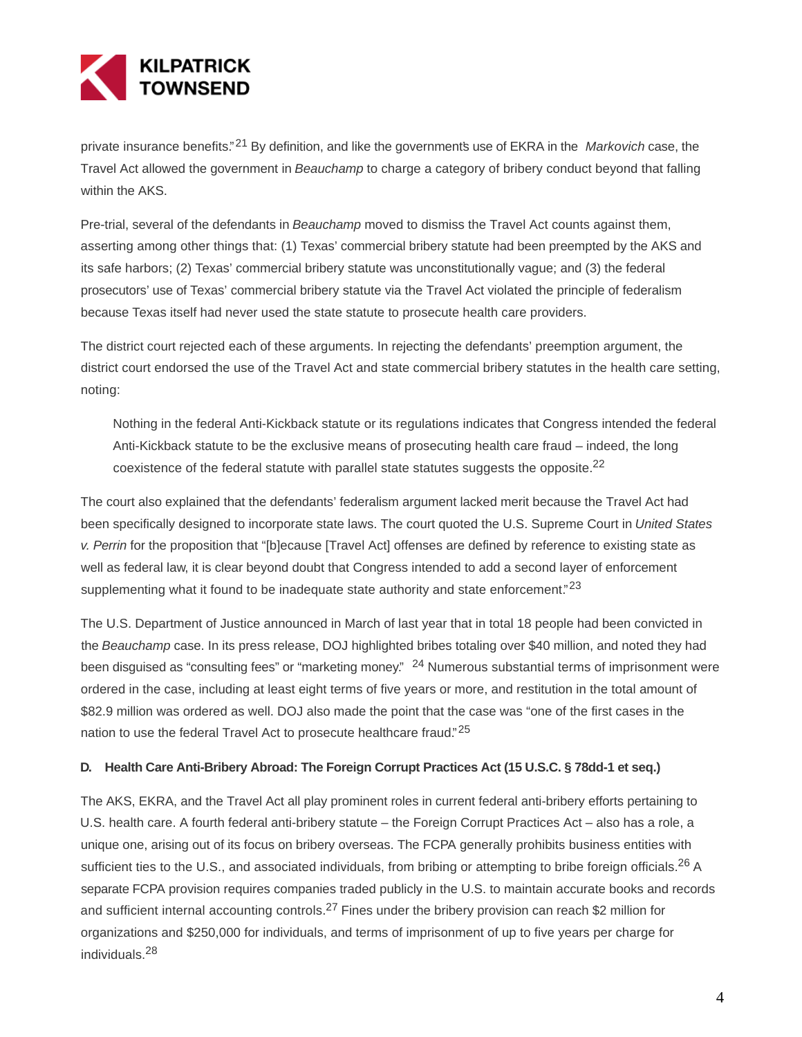private insurance benefits."[21] By definition, and like the government's use of EKRA in the *Markovich* case, the Travel Act allowed the government in *Beauchamp* to charge a category of bribery conduct beyond that falling within the AKS.

Pre-trial, several of the defendants in *Beauchamp* moved to dismiss the Travel Act counts against them, asserting among other things that: (1) Texas' commercial bribery statute had been preempted by the AKS and its safe harbors; (2) Texas' commercial bribery statute was unconstitutionally vague; and (3) the federal prosecutors' use of Texas' commercial bribery statute via the Travel Act violated the principle of federalism because Texas itself had never used the state statute to prosecute health care providers.

The district court rejected each of these arguments. In rejecting the defendants' preemption argument, the district court endorsed the use of the Travel Act and state commercial bribery statutes in the health care setting, noting:

> Nothing in the federal Anti-Kickback statute or its regulations indicates that Congress intended the federal Anti-Kickback statute to be the exclusive means of prosecuting health care fraud – indeed, the long coexistence of the federal statute with parallel state statutes suggests the opposite.[22]

The court also explained that the defendants' federalism argument lacked merit because the Travel Act had been specifically designed to incorporate state laws. The court quoted the U.S. Supreme Court in *United States v. Perrin* for the proposition that "[b]ecause [Travel Act] offenses are defined by reference to existing state as well as federal law, it is clear beyond doubt that Congress intended to add a second layer of enforcement supplementing what it found to be inadequate state authority and state enforcement."[23]

The U.S. Department of Justice announced in March of last year that in total 18 people had been convicted in the *Beauchamp* case. In its press release, DOJ highlighted bribes totaling over $40 million, and noted they had been disguised as "consulting fees" or "marketing money."[24] Numerous substantial terms of imprisonment were ordered in the case, including at least eight terms of five years or more, and restitution in the total amount of $82.9 million was ordered as well. DOJ also made the point that the case was "one of the first cases in the nation to use the federal Travel Act to prosecute healthcare fraud."[25]

#### D. Health Care Anti-Bribery Abroad: The Foreign Corrupt Practices Act (15 U.S.C. § 78dd-1 et seq.)

The AKS, EKRA, and the Travel Act all play prominent roles in current federal anti-bribery efforts pertaining to U.S. health care. A fourth federal anti-bribery statute – the Foreign Corrupt Practices Act – also has a role, a unique one, arising out of its focus on bribery overseas. The FCPA generally prohibits business entities with sufficient ties to the U.S., and associated individuals, from bribing or attempting to bribe foreign officials.[26] A separate FCPA provision requires companies traded publicly in the U.S. to maintain accurate books and records and sufficient internal accounting controls.[27] Fines under the bribery provision can reach $2 million for organizations and $250,000 for individuals, and terms of imprisonment of up to five years per charge for individuals.[28]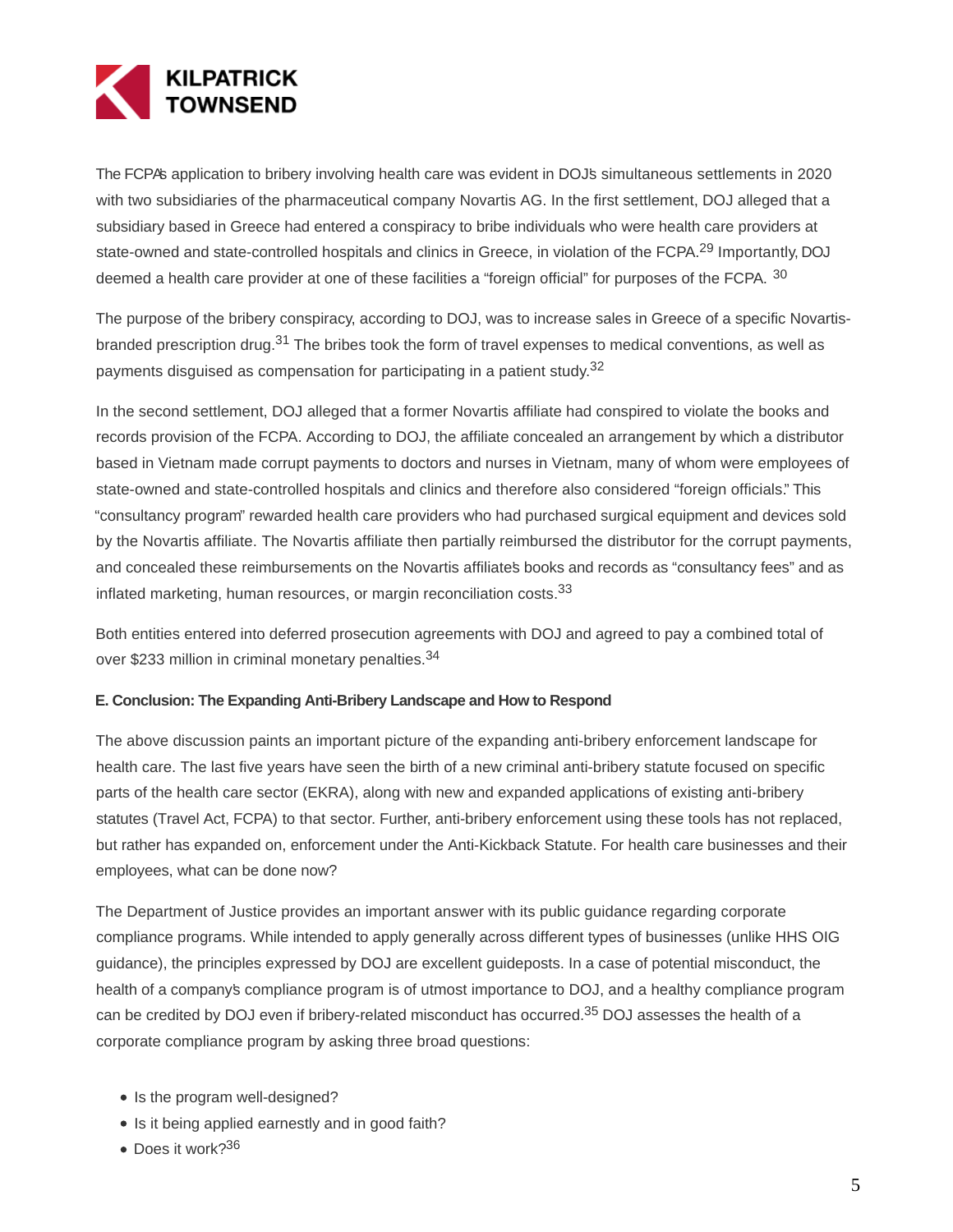The FCPA's application to bribery involving health care was evident in DOJ's simultaneous settlements in 2020 with two subsidiaries of the pharmaceutical company Novartis AG. In the first settlement, DOJ alleged that a subsidiary based in Greece had entered a conspiracy to bribe individuals who were health care providers at state-owned and state-controlled hospitals and clinics in Greece, in violation of the FCPA.[29] Importantly, DOJ deemed a health care provider at one of these facilities a "foreign official" for purposes of the FCPA.[30]

The purpose of the bribery conspiracy, according to DOJ, was to increase sales in Greece of a specific Novartis-branded prescription drug.[31] The bribes took the form of travel expenses to medical conventions, as well as payments disguised as compensation for participating in a patient study.[32]

In the second settlement, DOJ alleged that a former Novartis affiliate had conspired to violate the books and records provision of the FCPA. According to DOJ, the affiliate concealed an arrangement by which a distributor based in Vietnam made corrupt payments to doctors and nurses in Vietnam, many of whom were employees of state-owned and state-controlled hospitals and clinics and therefore also considered "foreign officials." This "consultancy program" rewarded health care providers who had purchased surgical equipment and devices sold by the Novartis affiliate. The Novartis affiliate then partially reimbursed the distributor for the corrupt payments, and concealed these reimbursements on the Novartis affiliate's books and records as "consultancy fees" and as inflated marketing, human resources, or margin reconciliation costs.[33]

Both entities entered into deferred prosecution agreements with DOJ and agreed to pay a combined total of over $233 million in criminal monetary penalties.[34]

### E. Conclusion: The Expanding Anti-Bribery Landscape and How to Respond

The above discussion paints an important picture of the expanding anti-bribery enforcement landscape for health care. The last five years have seen the birth of a new criminal anti-bribery statute focused on specific parts of the health care sector (EKRA), along with new and expanded applications of existing anti-bribery statutes (Travel Act, FCPA) to that sector. Further, anti-bribery enforcement using these tools has not replaced, but rather has expanded on, enforcement under the Anti-Kickback Statute. For health care businesses and their employees, what can be done now?

The Department of Justice provides an important answer with its public guidance regarding corporate compliance programs. While intended to apply generally across different types of businesses (unlike HHS OIG guidance), the principles expressed by DOJ are excellent guideposts. In a case of potential misconduct, the health of a company's compliance program is of utmost importance to DOJ, and a healthy compliance program can be credited by DOJ even if bribery-related misconduct has occurred.[35] DOJ assesses the health of a corporate compliance program by asking three broad questions:

- Is the program well-designed?
- Is it being applied earnestly and in good faith?
- Does it work?[36]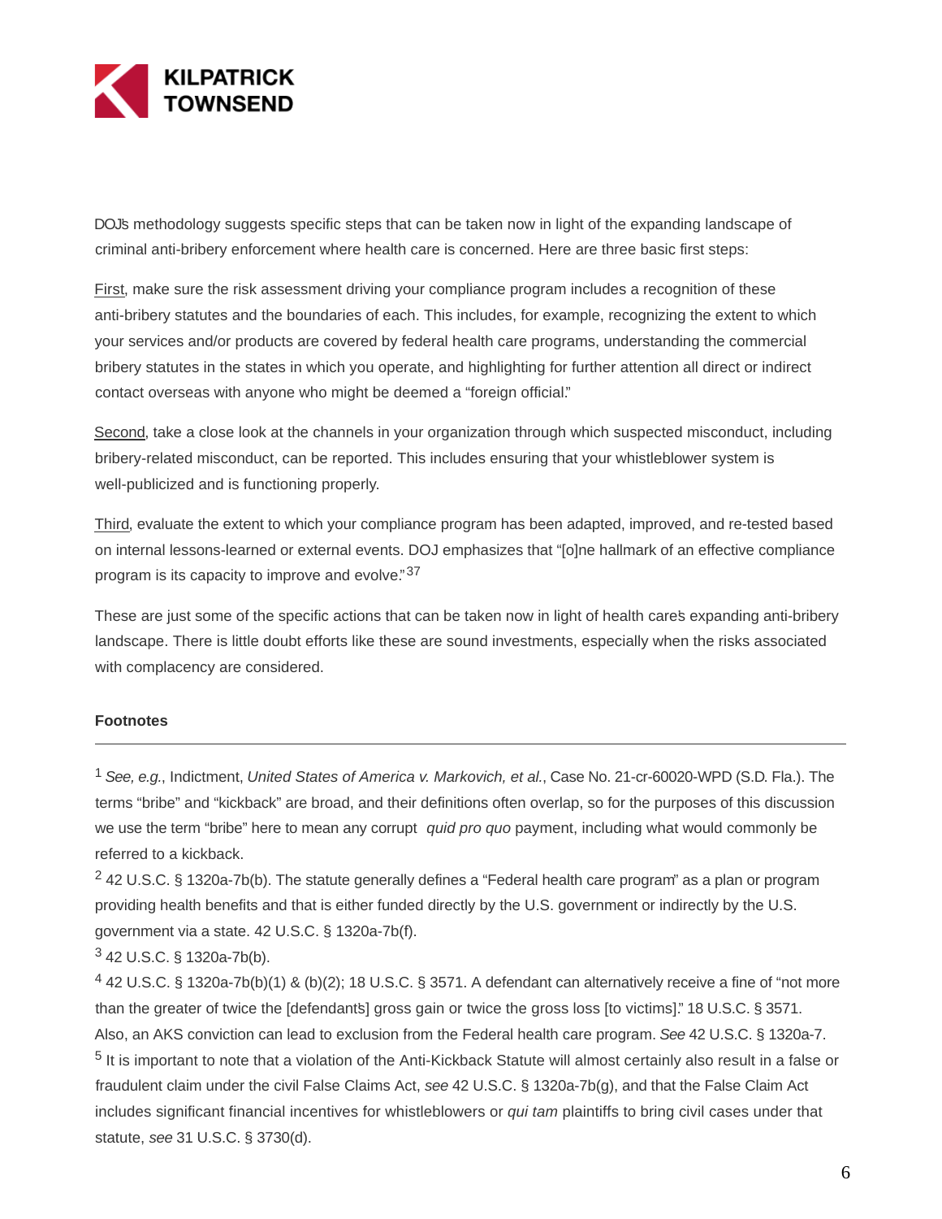DOJ's methodology suggests specific steps that can be taken now in light of the expanding landscape of criminal anti-bribery enforcement where health care is concerned. Here are three basic first steps:

First, make sure the risk assessment driving your compliance program includes a recognition of these anti-bribery statutes and the boundaries of each. This includes, for example, recognizing the extent to which your services and/or products are covered by federal health care programs, understanding the commercial bribery statutes in the states in which you operate, and highlighting for further attention all direct or indirect contact overseas with anyone who might be deemed a "foreign official."

Second, take a close look at the channels in your organization through which suspected misconduct, including bribery-related misconduct, can be reported. This includes ensuring that your whistleblower system is well-publicized and is functioning properly.

Third, evaluate the extent to which your compliance program has been adapted, improved, and re-tested based on internal lessons-learned or external events. DOJ emphasizes that "[o]ne hallmark of an effective compliance program is its capacity to improve and evolve."[37]

These are just some of the specific actions that can be taken now in light of health care's expanding anti-bribery landscape. There is little doubt efforts like these are sound investments, especially when the risks associated with complacency are considered.

**Footnotes**

---

[1] *See, e.g.*, Indictment, *United States of America v. Markovich, et al.*, Case No. 21-cr-60020-WPD (S.D. Fla.). The terms "bribe" and "kickback" are broad, and their definitions often overlap, so for the purposes of this discussion we use the term "bribe" here to mean any corrupt *quid pro quo* payment, including what would commonly be referred to a kickback.

[2] 42 U.S.C. § 1320a-7b(b). The statute generally defines a "Federal health care program" as a plan or program providing health benefits and that is either funded directly by the U.S. government or indirectly by the U.S. government via a state. 42 U.S.C. § 1320a-7b(f).

[3] 42 U.S.C. § 1320a-7b(b).

[4] 42 U.S.C. § 1320a-7b(b)(1) & (b)(2); 18 U.S.C. § 3571. A defendant can alternatively receive a fine of "not more than the greater of twice the [defendant's] gross gain or twice the gross loss [to victims]." 18 U.S.C. § 3571. Also, an AKS conviction can lead to exclusion from the Federal health care program. *See* 42 U.S.C. § 1320a-7.

[5] It is important to note that a violation of the Anti-Kickback Statute will almost certainly also result in a false or fraudulent claim under the civil False Claims Act, *see* 42 U.S.C. § 1320a-7b(g), and that the False Claim Act includes significant financial incentives for whistleblowers or *qui tam* plaintiffs to bring civil cases under that statute, *see* 31 U.S.C. § 3730(d).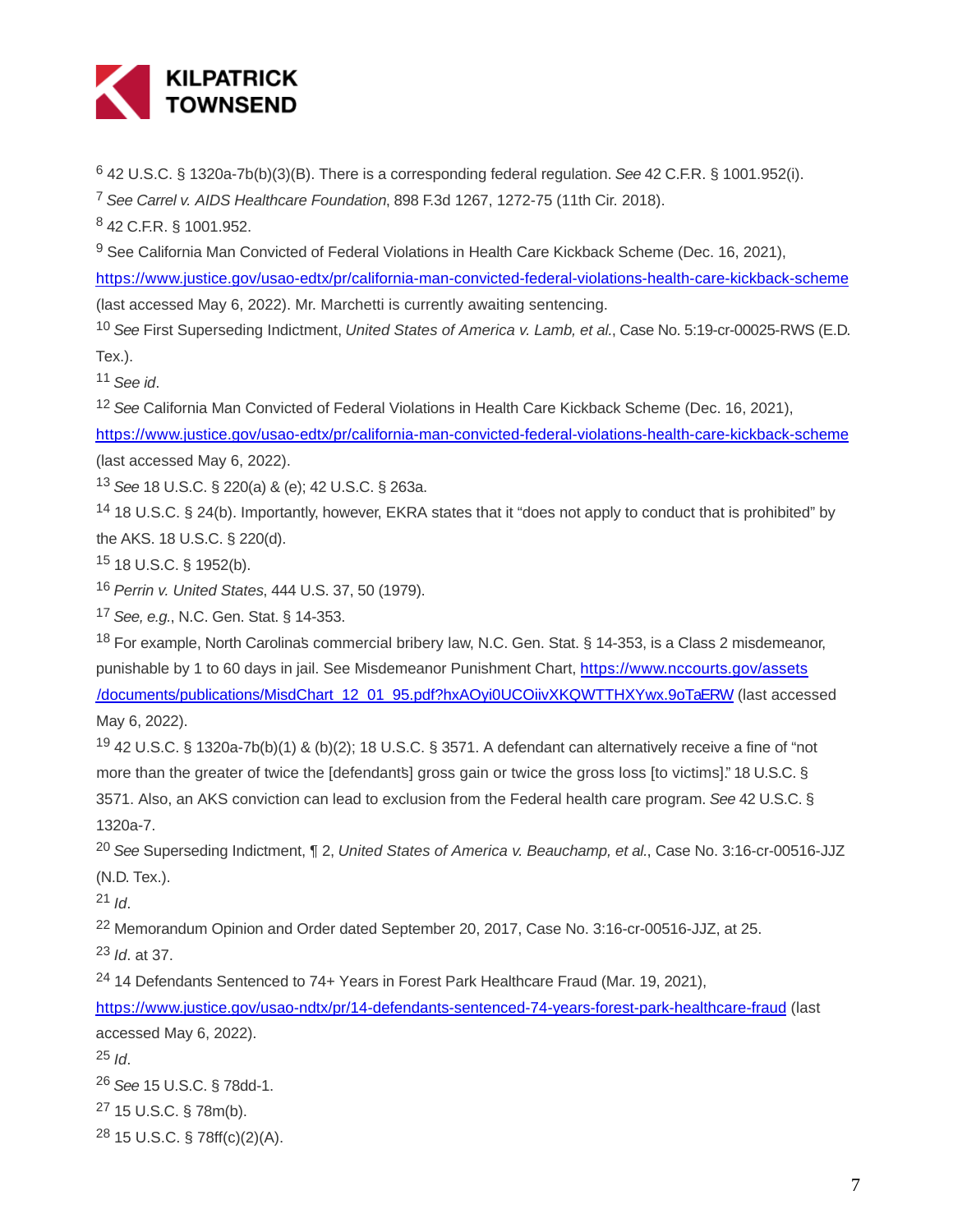[6] 42 U.S.C. § 1320a-7b(b)(3)(B). There is a corresponding federal regulation. *See* 42 C.F.R. § 1001.952(i).

[7] *See Carrel v. AIDS Healthcare Foundation*, 898 F.3d 1267, 1272-75 (11th Cir. 2018).

[8] 42 C.F.R. § 1001.952.

[9] See California Man Convicted of Federal Violations in Health Care Kickback Scheme (Dec. 16, 2021), https://www.justice.gov/usao-edtx/pr/california-man-convicted-federal-violations-health-care-kickback-scheme (last accessed May 6, 2022). Mr. Marchetti is currently awaiting sentencing.

[10] *See* First Superseding Indictment, *United States of America v. Lamb, et al.*, Case No. 5:19-cr-00025-RWS (E.D. Tex.).

[11] *See id*.

[12] *See* California Man Convicted of Federal Violations in Health Care Kickback Scheme (Dec. 16, 2021), https://www.justice.gov/usao-edtx/pr/california-man-convicted-federal-violations-health-care-kickback-scheme (last accessed May 6, 2022).

[13] *See* 18 U.S.C. § 220(a) & (e); 42 U.S.C. § 263a.

[14] 18 U.S.C. § 24(b). Importantly, however, EKRA states that it "does not apply to conduct that is prohibited" by the AKS. 18 U.S.C. § 220(d).

[15] 18 U.S.C. § 1952(b).

[16] *Perrin v. United States*, 444 U.S. 37, 50 (1979).

[17] *See, e.g.*, N.C. Gen. Stat. § 14-353.

[18] For example, North Carolina's commercial bribery law, N.C. Gen. Stat. § 14-353, is a Class 2 misdemeanor, punishable by 1 to 60 days in jail. See Misdemeanor Punishment Chart, https://www.nccourts.gov/assets/documents/publications/MisdChart_12_01_95.pdf?hxAOyi0UCOiivXKQWTTHXYwx.9oTaERW (last accessed May 6, 2022).

[19] 42 U.S.C. § 1320a-7b(b)(1) & (b)(2); 18 U.S.C. § 3571. A defendant can alternatively receive a fine of "not more than the greater of twice the [defendant's] gross gain or twice the gross loss [to victims]." 18 U.S.C. § 3571. Also, an AKS conviction can lead to exclusion from the Federal health care program. *See* 42 U.S.C. § 1320a-7.

[20] *See* Superseding Indictment, ¶ 2, *United States of America v. Beauchamp, et al.*, Case No. 3:16-cr-00516-JJZ (N.D. Tex.).

[21] *Id*.

[22] Memorandum Opinion and Order dated September 20, 2017, Case No. 3:16-cr-00516-JJZ, at 25.

[23] *Id*. at 37.

[24] 14 Defendants Sentenced to 74+ Years in Forest Park Healthcare Fraud (Mar. 19, 2021), https://www.justice.gov/usao-ndtx/pr/14-defendants-sentenced-74-years-forest-park-healthcare-fraud (last accessed May 6, 2022).

[25] *Id*.

[26] *See* 15 U.S.C. § 78dd-1.

[27] 15 U.S.C. § 78m(b).

[28] 15 U.S.C. § 78ff(c)(2)(A).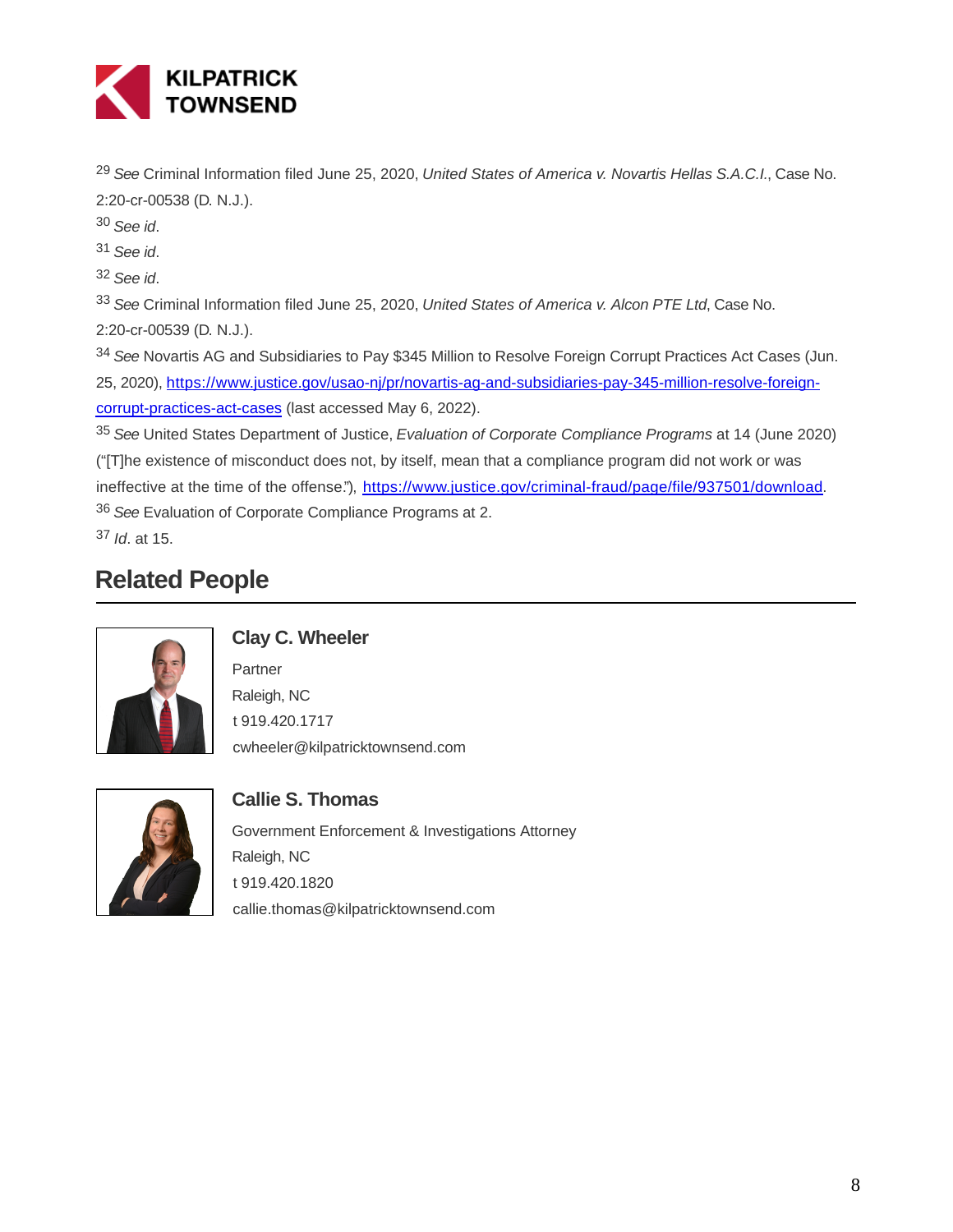[29] *See* Criminal Information filed June 25, 2020, *United States of America v. Novartis Hellas S.A.C.I.*, Case No. 2:20-cr-00538 (D. N.J.).

[30] *See id*.

[31] *See id*.

[32] *See id*.

[33] *See* Criminal Information filed June 25, 2020, *United States of America v. Alcon PTE Ltd*, Case No. 2:20-cr-00539 (D. N.J.).

[34] *See* Novartis AG and Subsidiaries to Pay $345 Million to Resolve Foreign Corrupt Practices Act Cases (Jun. 25, 2020), https://www.justice.gov/usao-nj/pr/novartis-ag-and-subsidiaries-pay-345-million-resolve-foreign-corrupt-practices-act-cases (last accessed May 6, 2022).

[35] *See* United States Department of Justice, *Evaluation of Corporate Compliance Programs* at 14 (June 2020) ("[T]he existence of misconduct does not, by itself, mean that a compliance program did not work or was ineffective at the time of the offense."), https://www.justice.gov/criminal-fraud/page/file/937501/download.

[36] *See* Evaluation of Corporate Compliance Programs at 2.

[37] *Id*. at 15.

## Related People

**Clay C. Wheeler**

Partner

Raleigh, NC

t 919.420.1717

cwheeler@kilpatricktownsend.com

**Callie S. Thomas**

Government Enforcement & Investigations Attorney

Raleigh, NC

t 919.420.1820

callie.thomas@kilpatricktownsend.com